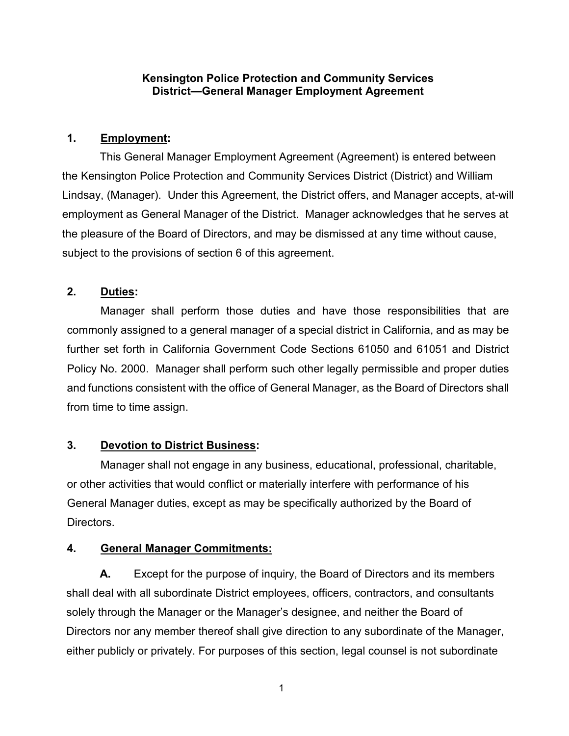# Kensington Police Protection and Community Services District—General Manager Employment Agreement

## 1. Employment:

This General Manager Employment Agreement (Agreement) is entered between the Kensington Police Protection and Community Services District (District) and William Lindsay, (Manager). Under this Agreement, the District offers, and Manager accepts, at-will employment as General Manager of the District. Manager acknowledges that he serves at the pleasure of the Board of Directors, and may be dismissed at any time without cause, subject to the provisions of section 6 of this agreement.

## 2. Duties:

Manager shall perform those duties and have those responsibilities that are commonly assigned to a general manager of a special district in California, and as may be further set forth in California Government Code Sections 61050 and 61051 and District Policy No. 2000. Manager shall perform such other legally permissible and proper duties and functions consistent with the office of General Manager, as the Board of Directors shall from time to time assign.

## 3. Devotion to District Business:

Manager shall not engage in any business, educational, professional, charitable, or other activities that would conflict or materially interfere with performance of his General Manager duties, except as may be specifically authorized by the Board of Directors.

## 4. General Manager Commitments:

**A.** Except for the purpose of inquiry, the Board of Directors and its members shall deal with all subordinate District employees, officers, contractors, and consultants solely through the Manager or the Manager's designee, and neither the Board of Directors nor any member thereof shall give direction to any subordinate of the Manager, either publicly or privately. For purposes of this section, legal counsel is not subordinate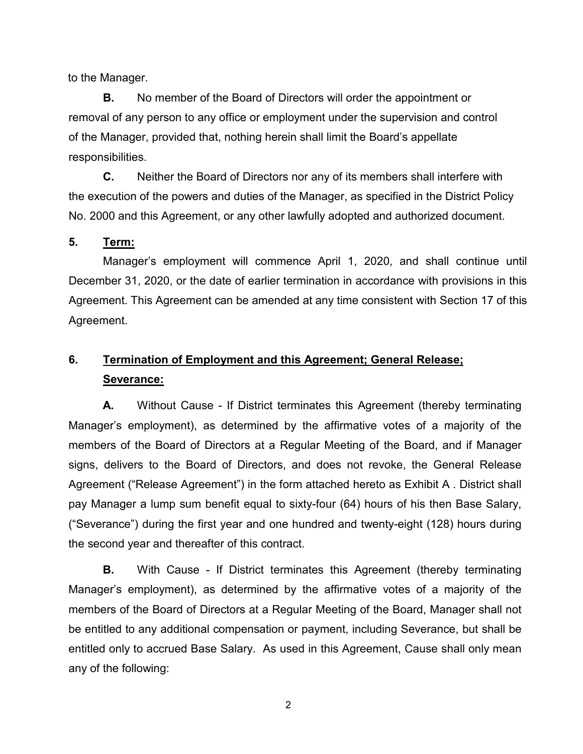to the Manager.

**B.** No member of the Board of Directors will order the appointment or removal of any person to any office or employment under the supervision and control of the Manager, provided that, nothing herein shall limit the Board's appellate responsibilities.

**C.** Neither the Board of Directors nor any of its members shall interfere with the execution of the powers and duties of the Manager, as specified in the District Policy No. 2000 and this Agreement, or any other lawfully adopted and authorized document.

**5. Term:**

Manager's employment will commence April 1, 2020, and shall continue until December 31, 2020, or the date of earlier termination in accordance with provisions in this Agreement. This Agreement can be amended at any time consistent with Section 17 of this Agreement.

**6. Termination of Employment and this Agreement; General Release; Severance:**

**A.** Without Cause - If District terminates this Agreement (thereby terminating Manager's employment), as determined by the affirmative votes of a majority of the members of the Board of Directors at a Regular Meeting of the Board, and if Manager signs, delivers to the Board of Directors, and does not revoke, the General Release Agreement ("Release Agreement") in the form attached hereto as Exhibit A . District shall pay Manager a lump sum benefit equal to sixty-four (64) hours of his then Base Salary, ("Severance") during the first year and one hundred and twenty-eight (128) hours during the second year and thereafter of this contract.

**B.** With Cause - If District terminates this Agreement (thereby terminating Manager's employment), as determined by the affirmative votes of a majority of the members of the Board of Directors at a Regular Meeting of the Board, Manager shall not be entitled to any additional compensation or payment, including Severance, but shall be entitled only to accrued Base Salary. As used in this Agreement, Cause shall only mean any of the following: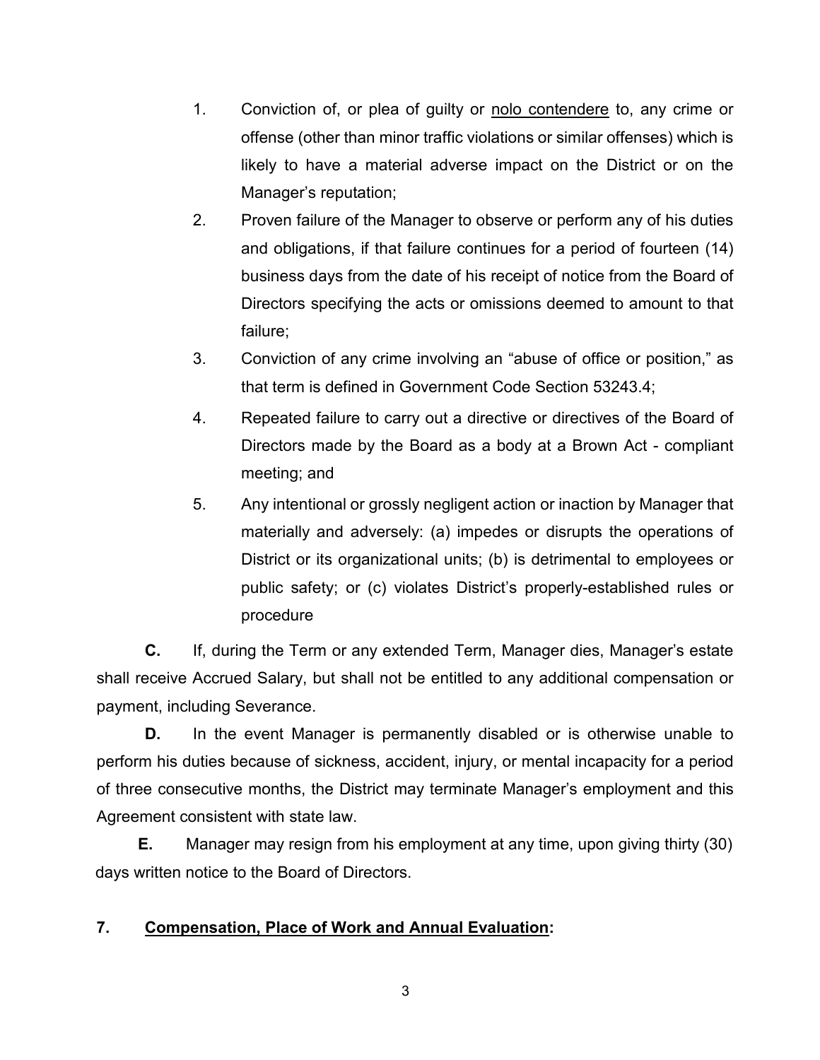1. Conviction of, or plea of guilty or nolo contendere to, any crime or offense (other than minor traffic violations or similar offenses) which is likely to have a material adverse impact on the District or on the Manager's reputation;

2. Proven failure of the Manager to observe or perform any of his duties and obligations, if that failure continues for a period of fourteen (14) business days from the date of his receipt of notice from the Board of Directors specifying the acts or omissions deemed to amount to that failure;

3. Conviction of any crime involving an "abuse of office or position," as that term is defined in Government Code Section 53243.4;

4. Repeated failure to carry out a directive or directives of the Board of Directors made by the Board as a body at a Brown Act - compliant meeting; and

5. Any intentional or grossly negligent action or inaction by Manager that materially and adversely: (a) impedes or disrupts the operations of District or its organizational units; (b) is detrimental to employees or public safety; or (c) violates District's properly-established rules or procedure

**C.** If, during the Term or any extended Term, Manager dies, Manager's estate shall receive Accrued Salary, but shall not be entitled to any additional compensation or payment, including Severance.

**D.** In the event Manager is permanently disabled or is otherwise unable to perform his duties because of sickness, accident, injury, or mental incapacity for a period of three consecutive months, the District may terminate Manager's employment and this Agreement consistent with state law.

**E.** Manager may resign from his employment at any time, upon giving thirty (30) days written notice to the Board of Directors.

## 7. Compensation, Place of Work and Annual Evaluation: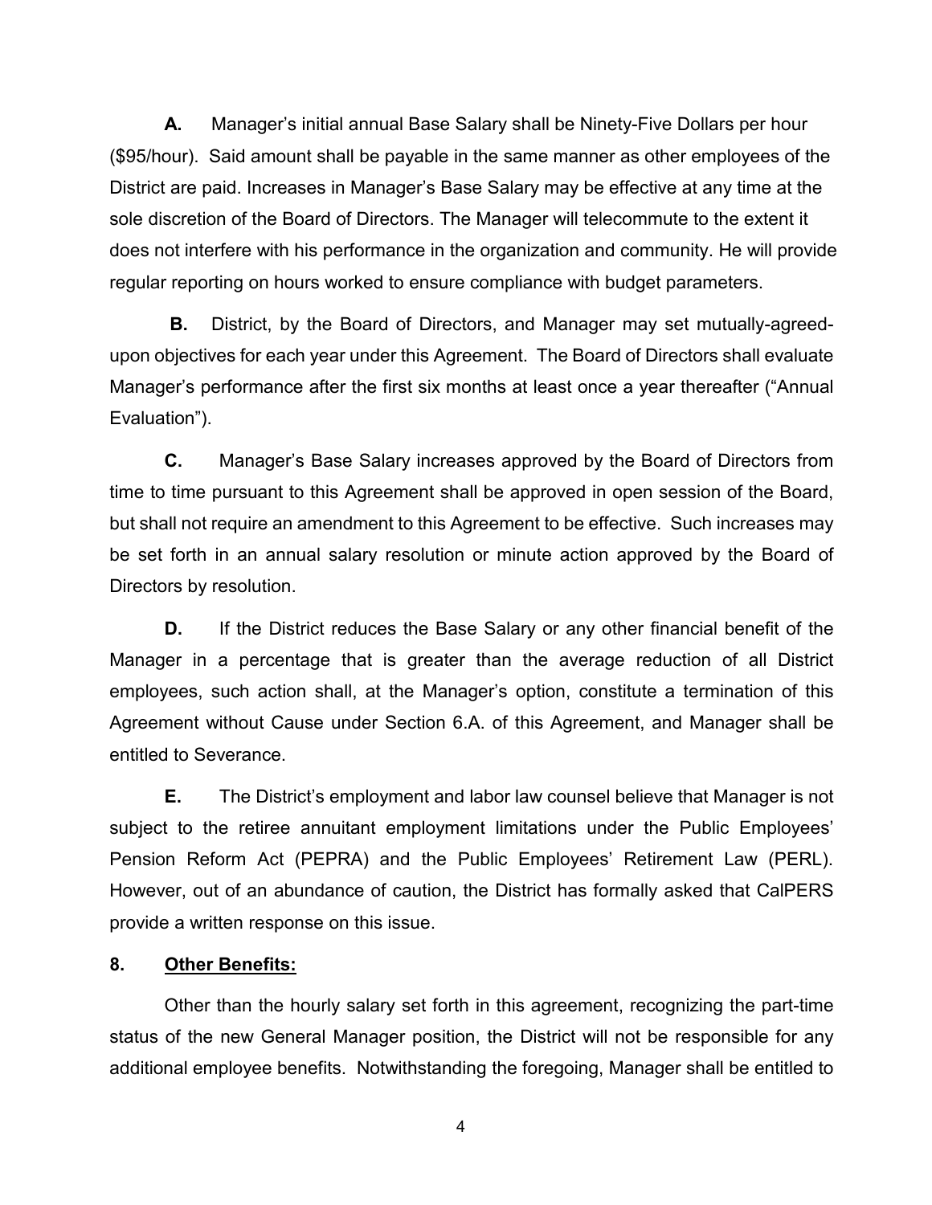**A.** Manager's initial annual Base Salary shall be Ninety-Five Dollars per hour ($95/hour). Said amount shall be payable in the same manner as other employees of the District are paid. Increases in Manager's Base Salary may be effective at any time at the sole discretion of the Board of Directors. The Manager will telecommute to the extent it does not interfere with his performance in the organization and community. He will provide regular reporting on hours worked to ensure compliance with budget parameters.

**B.** District, by the Board of Directors, and Manager may set mutually-agreed-upon objectives for each year under this Agreement. The Board of Directors shall evaluate Manager's performance after the first six months at least once a year thereafter ("Annual Evaluation").

**C.** Manager's Base Salary increases approved by the Board of Directors from time to time pursuant to this Agreement shall be approved in open session of the Board, but shall not require an amendment to this Agreement to be effective. Such increases may be set forth in an annual salary resolution or minute action approved by the Board of Directors by resolution.

**D.** If the District reduces the Base Salary or any other financial benefit of the Manager in a percentage that is greater than the average reduction of all District employees, such action shall, at the Manager's option, constitute a termination of this Agreement without Cause under Section 6.A. of this Agreement, and Manager shall be entitled to Severance.

**E.** The District's employment and labor law counsel believe that Manager is not subject to the retiree annuitant employment limitations under the Public Employees' Pension Reform Act (PEPRA) and the Public Employees' Retirement Law (PERL). However, out of an abundance of caution, the District has formally asked that CalPERS provide a written response on this issue.

**8. <u>Other Benefits:</u>**

Other than the hourly salary set forth in this agreement, recognizing the part-time status of the new General Manager position, the District will not be responsible for any additional employee benefits. Notwithstanding the foregoing, Manager shall be entitled to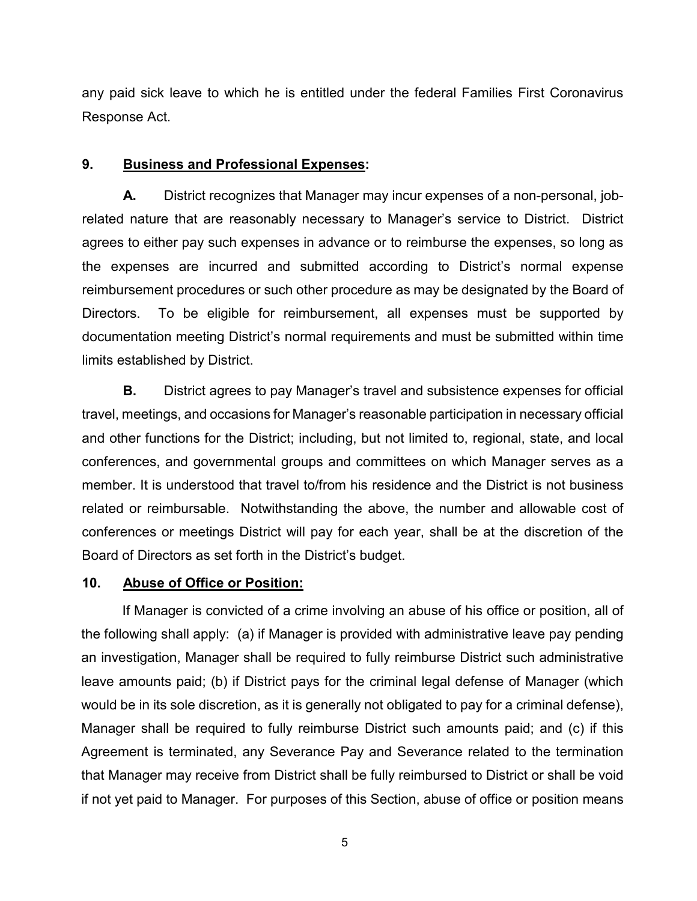any paid sick leave to which he is entitled under the federal Families First Coronavirus Response Act.

**9. Business and Professional Expenses:**

**A.** District recognizes that Manager may incur expenses of a non-personal, job-related nature that are reasonably necessary to Manager's service to District. District agrees to either pay such expenses in advance or to reimburse the expenses, so long as the expenses are incurred and submitted according to District's normal expense reimbursement procedures or such other procedure as may be designated by the Board of Directors. To be eligible for reimbursement, all expenses must be supported by documentation meeting District's normal requirements and must be submitted within time limits established by District.

**B.** District agrees to pay Manager's travel and subsistence expenses for official travel, meetings, and occasions for Manager's reasonable participation in necessary official and other functions for the District; including, but not limited to, regional, state, and local conferences, and governmental groups and committees on which Manager serves as a member. It is understood that travel to/from his residence and the District is not business related or reimbursable. Notwithstanding the above, the number and allowable cost of conferences or meetings District will pay for each year, shall be at the discretion of the Board of Directors as set forth in the District's budget.

**10. Abuse of Office or Position:**

If Manager is convicted of a crime involving an abuse of his office or position, all of the following shall apply: (a) if Manager is provided with administrative leave pay pending an investigation, Manager shall be required to fully reimburse District such administrative leave amounts paid; (b) if District pays for the criminal legal defense of Manager (which would be in its sole discretion, as it is generally not obligated to pay for a criminal defense), Manager shall be required to fully reimburse District such amounts paid; and (c) if this Agreement is terminated, any Severance Pay and Severance related to the termination that Manager may receive from District shall be fully reimbursed to District or shall be void if not yet paid to Manager. For purposes of this Section, abuse of office or position means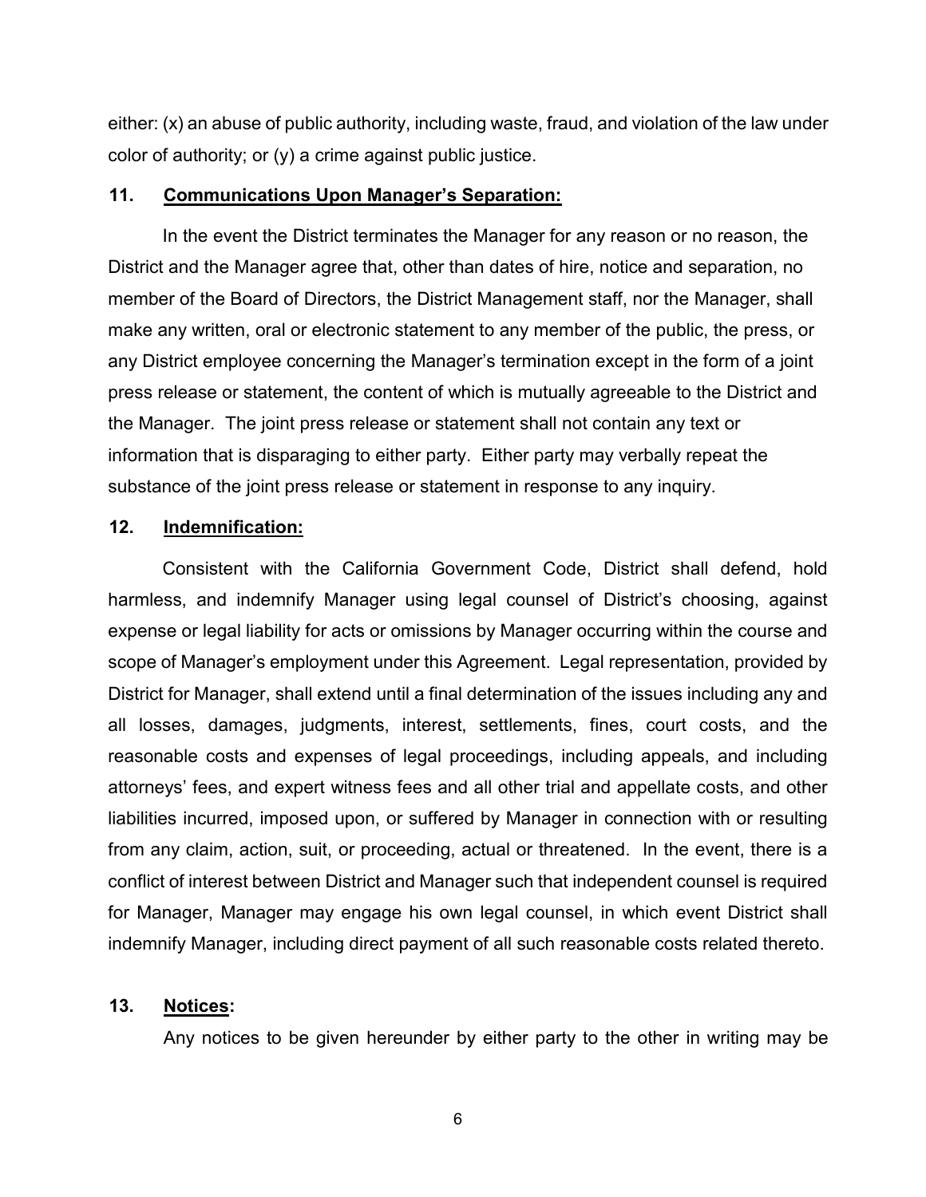either: (x) an abuse of public authority, including waste, fraud, and violation of the law under color of authority; or (y) a crime against public justice.

**11. Communications Upon Manager's Separation:**

In the event the District terminates the Manager for any reason or no reason, the District and the Manager agree that, other than dates of hire, notice and separation, no member of the Board of Directors, the District Management staff, nor the Manager, shall make any written, oral or electronic statement to any member of the public, the press, or any District employee concerning the Manager's termination except in the form of a joint press release or statement, the content of which is mutually agreeable to the District and the Manager. The joint press release or statement shall not contain any text or information that is disparaging to either party. Either party may verbally repeat the substance of the joint press release or statement in response to any inquiry.

**12. Indemnification:**

Consistent with the California Government Code, District shall defend, hold harmless, and indemnify Manager using legal counsel of District's choosing, against expense or legal liability for acts or omissions by Manager occurring within the course and scope of Manager's employment under this Agreement. Legal representation, provided by District for Manager, shall extend until a final determination of the issues including any and all losses, damages, judgments, interest, settlements, fines, court costs, and the reasonable costs and expenses of legal proceedings, including appeals, and including attorneys' fees, and expert witness fees and all other trial and appellate costs, and other liabilities incurred, imposed upon, or suffered by Manager in connection with or resulting from any claim, action, suit, or proceeding, actual or threatened. In the event, there is a conflict of interest between District and Manager such that independent counsel is required for Manager, Manager may engage his own legal counsel, in which event District shall indemnify Manager, including direct payment of all such reasonable costs related thereto.

**13. Notices:**

Any notices to be given hereunder by either party to the other in writing may be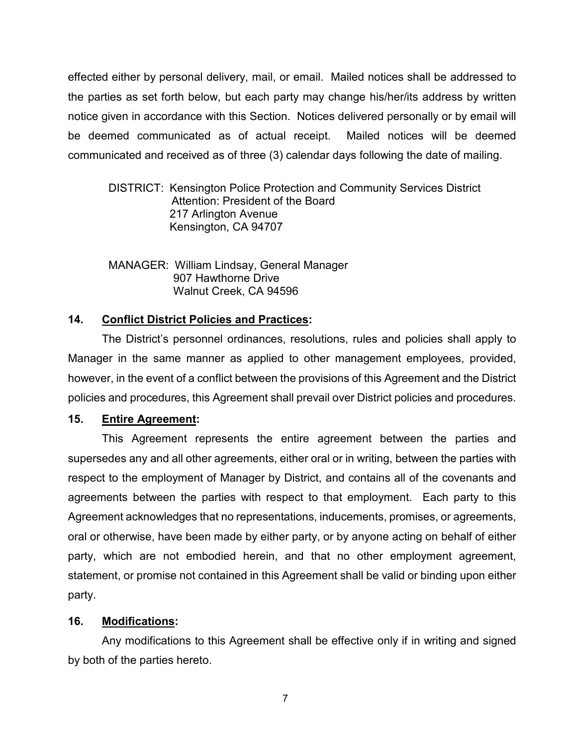effected either by personal delivery, mail, or email. Mailed notices shall be addressed to the parties as set forth below, but each party may change his/her/its address by written notice given in accordance with this Section. Notices delivered personally or by email will be deemed communicated as of actual receipt. Mailed notices will be deemed communicated and received as of three (3) calendar days following the date of mailing.

DISTRICT: Kensington Police Protection and Community Services District
Attention: President of the Board
217 Arlington Avenue
Kensington, CA 94707

MANAGER: William Lindsay, General Manager
907 Hawthorne Drive
Walnut Creek, CA 94596

**14. <u>Conflict District Policies and Practices</u>:**

The District's personnel ordinances, resolutions, rules and policies shall apply to Manager in the same manner as applied to other management employees, provided, however, in the event of a conflict between the provisions of this Agreement and the District policies and procedures, this Agreement shall prevail over District policies and procedures.

**15. <u>Entire Agreement</u>:**

This Agreement represents the entire agreement between the parties and supersedes any and all other agreements, either oral or in writing, between the parties with respect to the employment of Manager by District, and contains all of the covenants and agreements between the parties with respect to that employment. Each party to this Agreement acknowledges that no representations, inducements, promises, or agreements, oral or otherwise, have been made by either party, or by anyone acting on behalf of either party, which are not embodied herein, and that no other employment agreement, statement, or promise not contained in this Agreement shall be valid or binding upon either party.

**16. <u>Modifications</u>:**

Any modifications to this Agreement shall be effective only if in writing and signed by both of the parties hereto.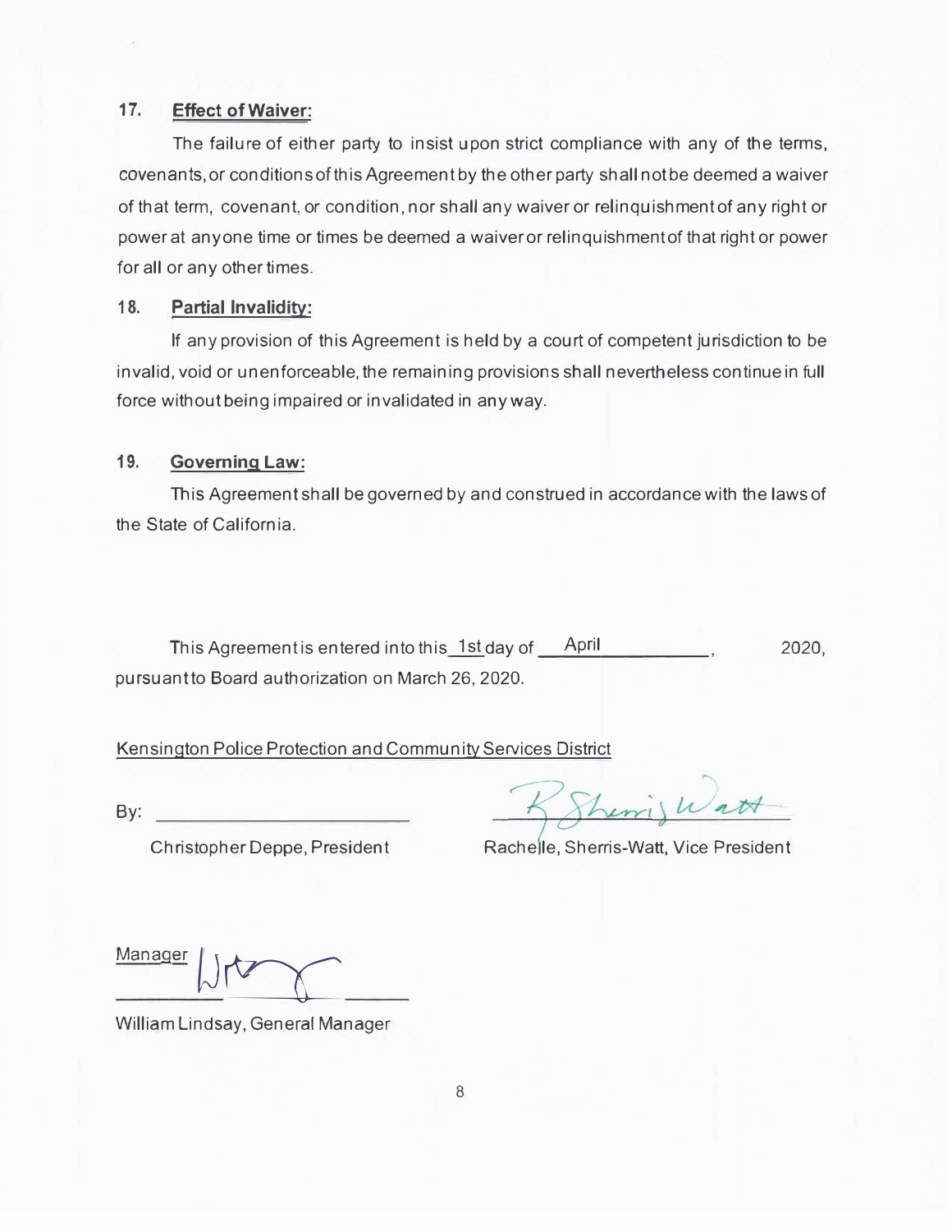### 17. Effect of Waiver:

The failure of either party to insist upon strict compliance with any of the terms, covenants, or conditions of this Agreement by the other party shall not be deemed a waiver of that term, covenant, or condition, nor shall any waiver or relinquishment of any right or power at anyone time or times be deemed a waiver or relinquishment of that right or power for all or any other times.

### 18. Partial Invalidity:

If any provision of this Agreement is held by a court of competent jurisdiction to be invalid, void or unenforceable, the remaining provisions shall nevertheless continue in full force without being impaired or invalidated in any way.

### 19. Governing Law:

This Agreement shall be governed by and construed in accordance with the laws of the State of California.

This Agreement is entered into this 1st day of April, 2020, pursuant to Board authorization on March 26, 2020.

Kensington Police Protection and Community Services District

By: ______________________

Christopher Deppe, President

Rachelle, Sherris-Watt, Vice President

Manager

William Lindsay, General Manager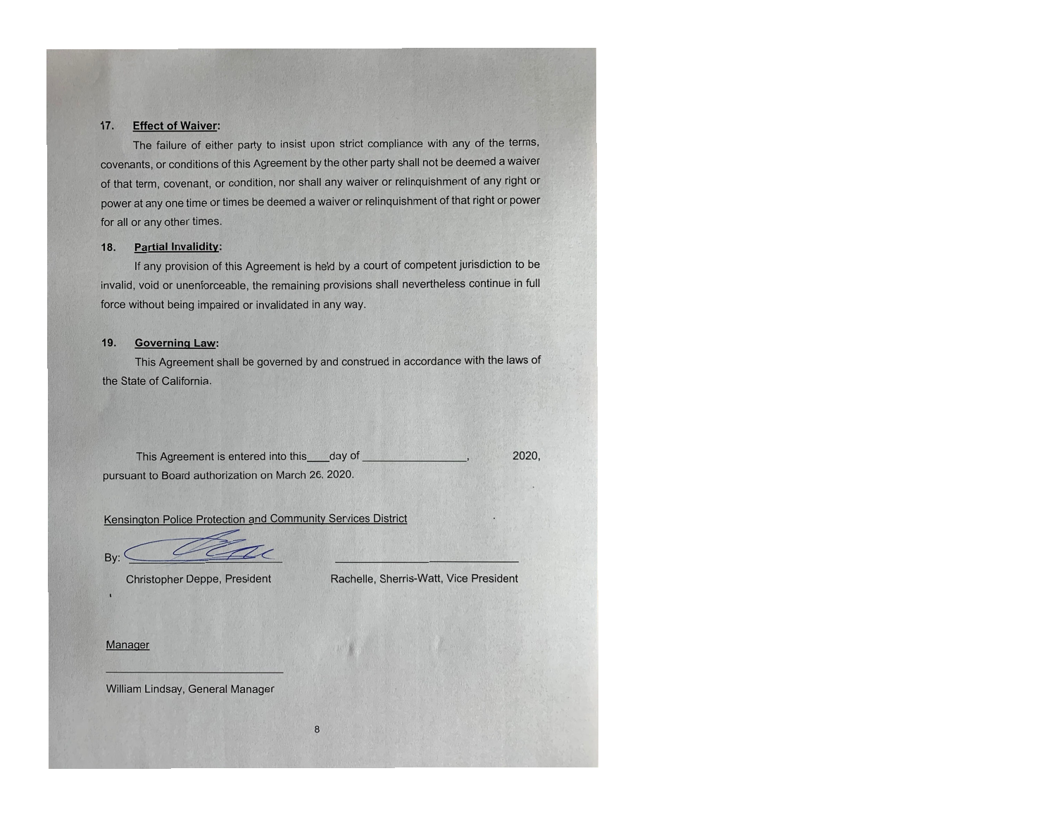17. **Effect of Waiver:**

The failure of either party to insist upon strict compliance with any of the terms, covenants, or conditions of this Agreement by the other party shall not be deemed a waiver of that term, covenant, or condition, nor shall any waiver or relinquishment of any right or power at any one time or times be deemed a waiver or relinquishment of that right or power for all or any other times.

18. **Partial Invalidity:**

If any provision of this Agreement is held by a court of competent jurisdiction to be invalid, void or unenforceable, the remaining provisions shall nevertheless continue in full force without being impaired or invalidated in any way.

19. **Governing Law:**

This Agreement shall be governed by and construed in accordance with the laws of the State of California.

This Agreement is entered into this___day of _________________, 2020, pursuant to Board authorization on March 26, 2020.

Kensington Police Protection and Community Services District

By: ____________________________ ____________________________

Christopher Deppe, President Rachelle, Sherris-Watt, Vice President

Manager

____________________________

William Lindsay, General Manager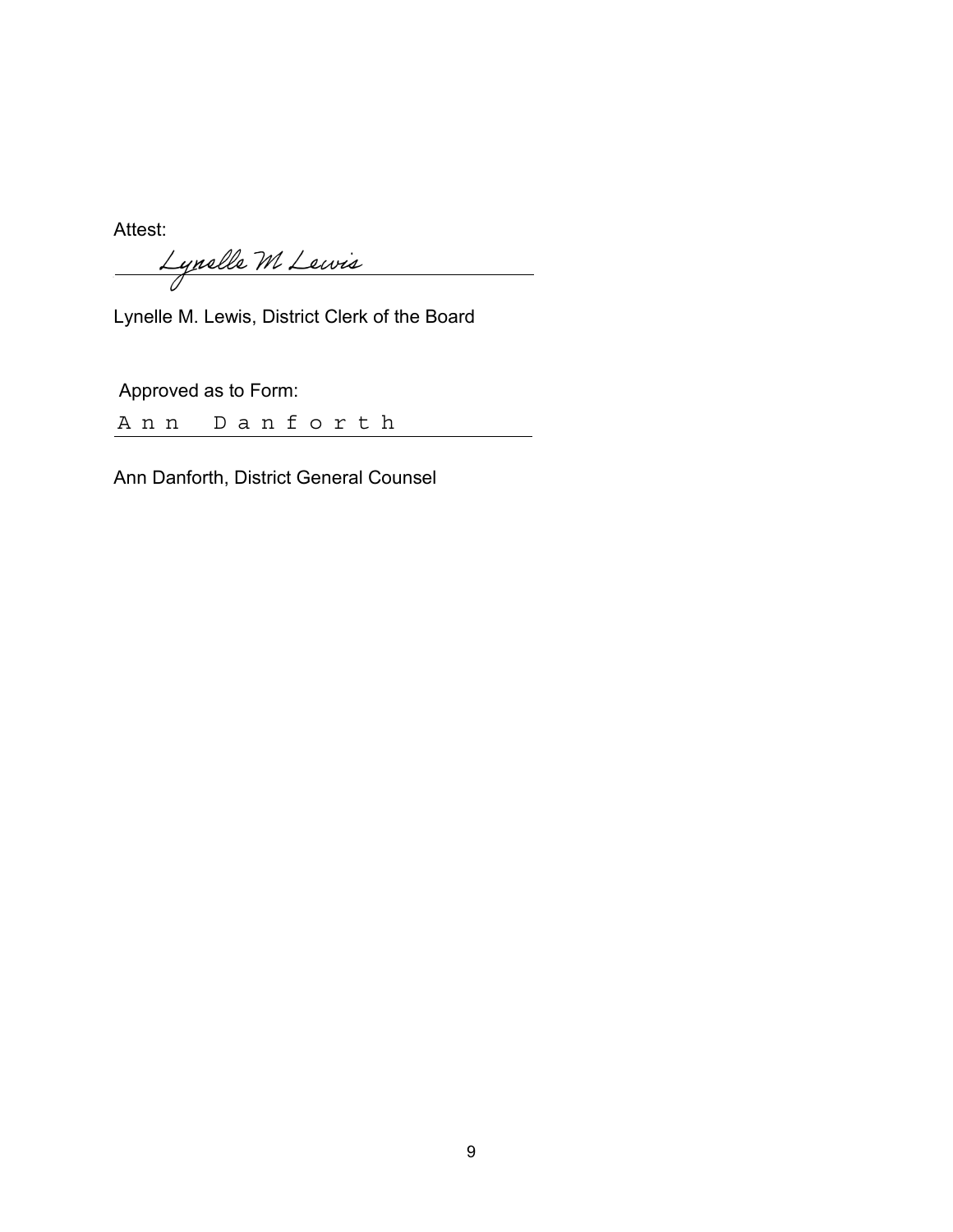Attest:

Lynelle M Lewis

Lynelle M. Lewis, District Clerk of the Board

Approved as to Form:

Ann Danforth

Ann Danforth, District General Counsel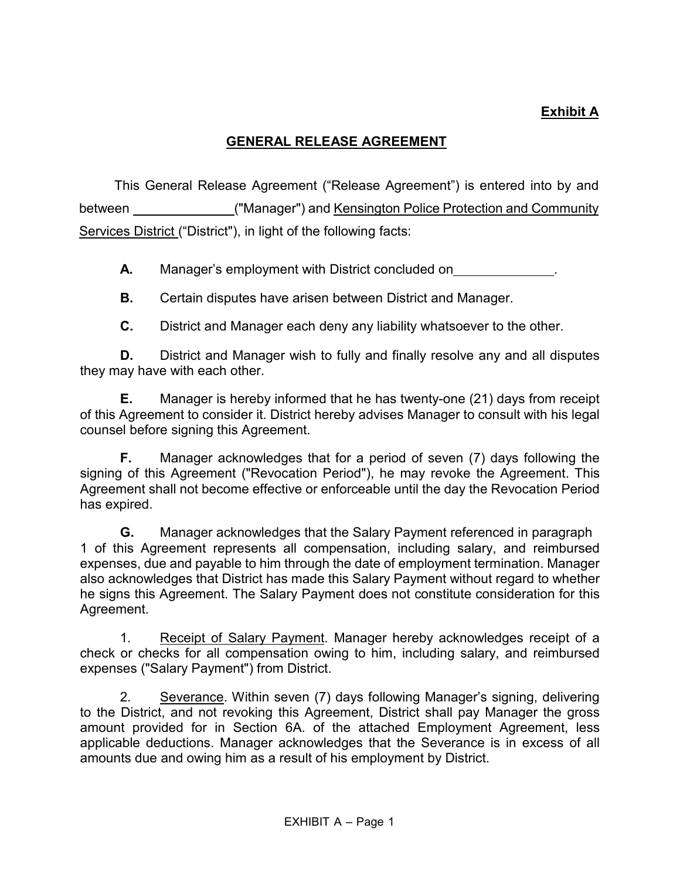**Exhibit A**

**GENERAL RELEASE AGREEMENT**

This General Release Agreement ("Release Agreement") is entered into by and between ______________ ("Manager") and Kensington Police Protection and Community Services District ("District"), in light of the following facts:

**A.** Manager's employment with District concluded on ______________.

**B.** Certain disputes have arisen between District and Manager.

**C.** District and Manager each deny any liability whatsoever to the other.

**D.** District and Manager wish to fully and finally resolve any and all disputes they may have with each other.

**E.** Manager is hereby informed that he has twenty-one (21) days from receipt of this Agreement to consider it. District hereby advises Manager to consult with his legal counsel before signing this Agreement.

**F.** Manager acknowledges that for a period of seven (7) days following the signing of this Agreement ("Revocation Period"), he may revoke the Agreement. This Agreement shall not become effective or enforceable until the day the Revocation Period has expired.

**G.** Manager acknowledges that the Salary Payment referenced in paragraph 1 of this Agreement represents all compensation, including salary, and reimbursed expenses, due and payable to him through the date of employment termination. Manager also acknowledges that District has made this Salary Payment without regard to whether he signs this Agreement. The Salary Payment does not constitute consideration for this Agreement.

1. Receipt of Salary Payment. Manager hereby acknowledges receipt of a check or checks for all compensation owing to him, including salary, and reimbursed expenses ("Salary Payment") from District.

2. Severance. Within seven (7) days following Manager's signing, delivering to the District, and not revoking this Agreement, District shall pay Manager the gross amount provided for in Section 6A. of the attached Employment Agreement, less applicable deductions. Manager acknowledges that the Severance is in excess of all amounts due and owing him as a result of his employment by District.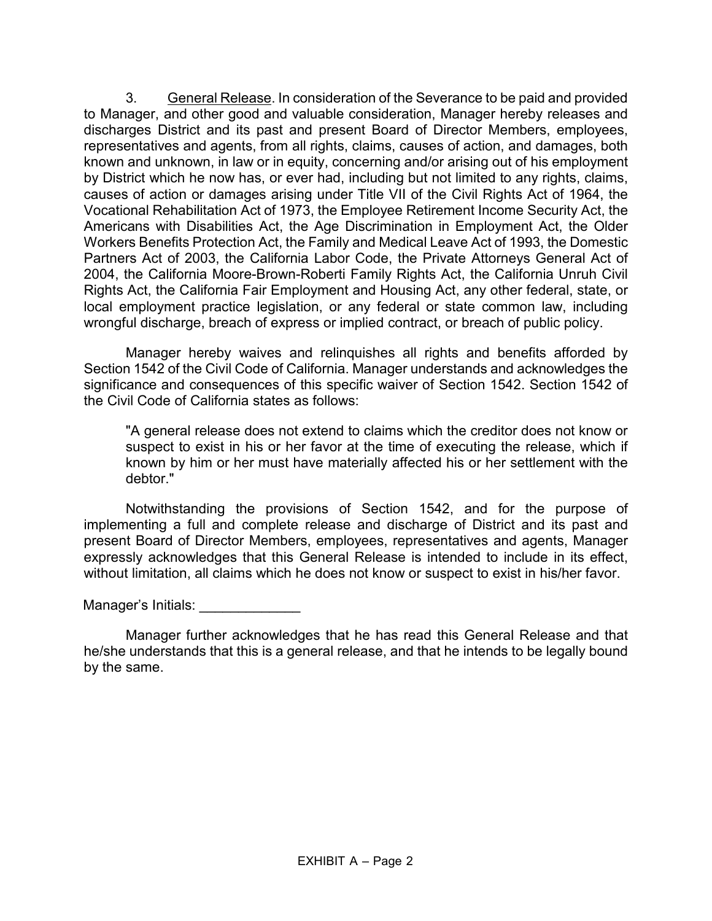3. <u>General Release</u>. In consideration of the Severance to be paid and provided to Manager, and other good and valuable consideration, Manager hereby releases and discharges District and its past and present Board of Director Members, employees, representatives and agents, from all rights, claims, causes of action, and damages, both known and unknown, in law or in equity, concerning and/or arising out of his employment by District which he now has, or ever had, including but not limited to any rights, claims, causes of action or damages arising under Title VII of the Civil Rights Act of 1964, the Vocational Rehabilitation Act of 1973, the Employee Retirement Income Security Act, the Americans with Disabilities Act, the Age Discrimination in Employment Act, the Older Workers Benefits Protection Act, the Family and Medical Leave Act of 1993, the Domestic Partners Act of 2003, the California Labor Code, the Private Attorneys General Act of 2004, the California Moore-Brown-Roberti Family Rights Act, the California Unruh Civil Rights Act, the California Fair Employment and Housing Act, any other federal, state, or local employment practice legislation, or any federal or state common law, including wrongful discharge, breach of express or implied contract, or breach of public policy.

Manager hereby waives and relinquishes all rights and benefits afforded by Section 1542 of the Civil Code of California. Manager understands and acknowledges the significance and consequences of this specific waiver of Section 1542. Section 1542 of the Civil Code of California states as follows:

> "A general release does not extend to claims which the creditor does not know or suspect to exist in his or her favor at the time of executing the release, which if known by him or her must have materially affected his or her settlement with the debtor."

Notwithstanding the provisions of Section 1542, and for the purpose of implementing a full and complete release and discharge of District and its past and present Board of Director Members, employees, representatives and agents, Manager expressly acknowledges that this General Release is intended to include in its effect, without limitation, all claims which he does not know or suspect to exist in his/her favor.

Manager's Initials: _____________

Manager further acknowledges that he has read this General Release and that he/she understands that this is a general release, and that he intends to be legally bound by the same.

EXHIBIT A – Page 2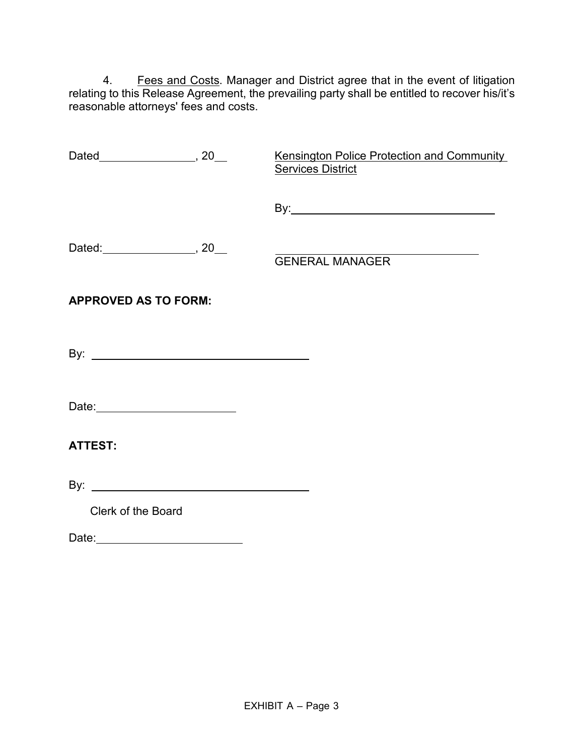4. Fees and Costs. Manager and District agree that in the event of litigation relating to this Release Agreement, the prevailing party shall be entitled to recover his/it's reasonable attorneys' fees and costs.

Dated_______________, 20__

Kensington Police Protection and Community Services District

By: ________________________________

Dated: _______________, 20__

________________________________
GENERAL MANAGER

**APPROVED AS TO FORM:**

By: ________________________________

Date: ______________________

**ATTEST:**

By: ________________________________

Clerk of the Board

Date: ______________________

EXHIBIT A – Page 3